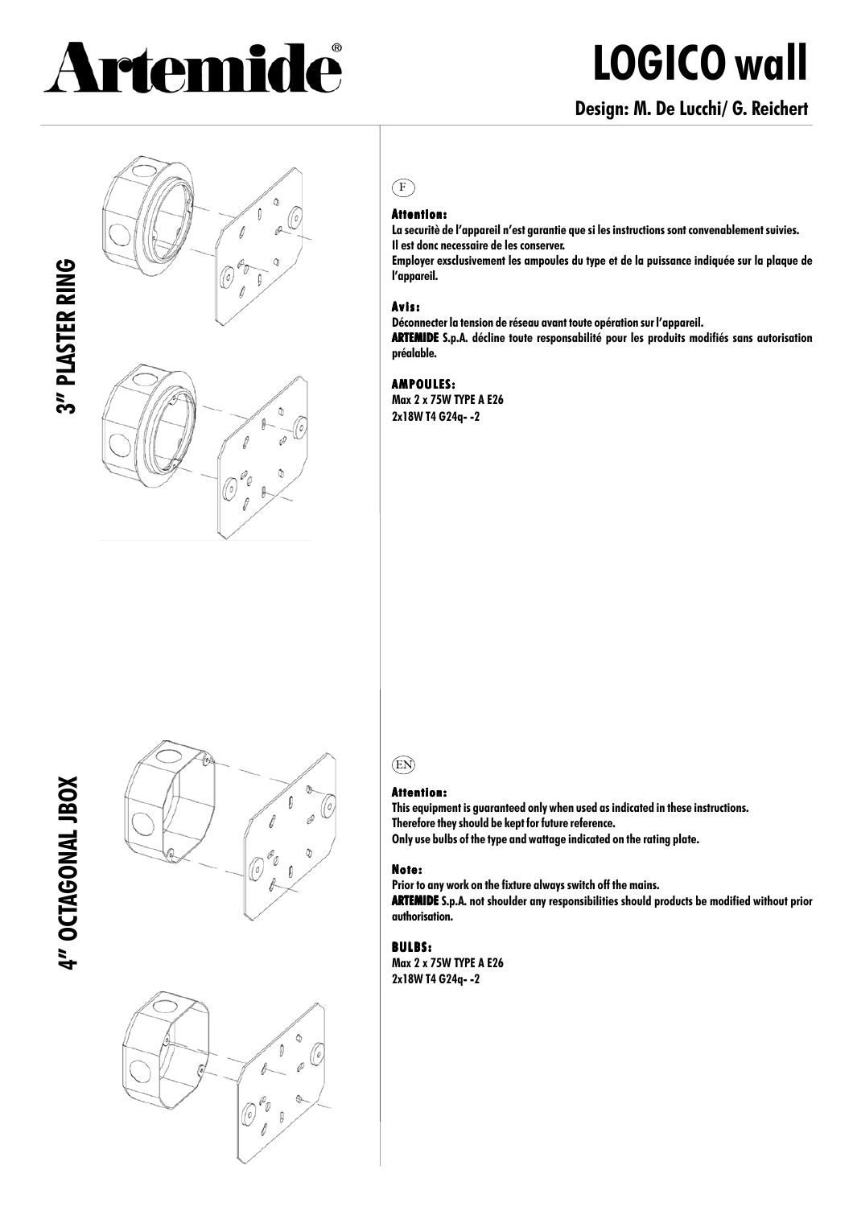# Artemide®

# LOGICO wall

**Design: M. De Lucchi/ G. Reichert**

**3" PLASTER RING**

**4" OCTAGONAL JBOX**

(F)

**Attention:**

**La securitè de l'appareil n'est garantie que si les instructions sont convenablement suivies.**
**Il est donc necessaire de les conserver.**
**Employer exsclusivement les ampoules du type et de la puissance indiquée sur la plaque de l'appareil.**

**Avis:**

**Déconnecter la tension de réseau avant toute opération sur l'appareil.**
**ARTEMIDE S.p.A. décline toute responsabilité pour les produits modifiés sans autorisation préalable.**

**AMPOULES:**

**Max 2 x 75W TYPE A E26**
**2x18W T4 G24q- -2**

(EN)

**Attention:**

**This equipment is guaranteed only when used as indicated in these instructions.**
**Therefore they should be kept for future reference.**
**Only use bulbs of the type and wattage indicated on the rating plate.**

**Note:**

**Prior to any work on the fixture always switch off the mains.**
**ARTEMIDE S.p.A. not shoulder any responsibilities should products be modified without prior authorisation.**

**BULBS:**

**Max 2 x 75W TYPE A E26**
**2x18W T4 G24q- -2**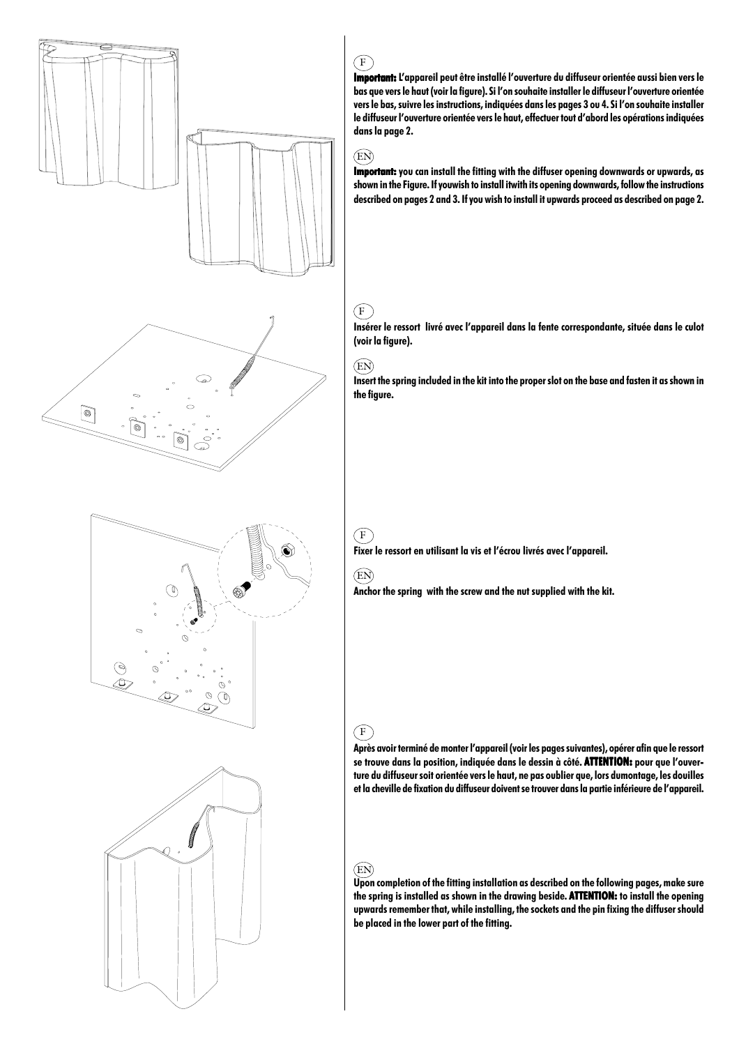(F)

**Important:** L'appareil peut être installé l'ouverture du diffuseur orientée aussi bien vers le bas que vers le haut (voir la figure). Si l'on souhaite installer le diffuseur l'ouverture orientée vers le bas, suivre les instructions, indiquées dans les pages 3 ou 4. Si l'on souhaite installer le diffuseur l'ouverture orientée vers le haut, effectuer tout d'abord les opérations indiquées dans la page 2.

(EN)

**Important:** you can install the fitting with the diffuser opening downwards or upwards, as shown in the Figure. If youwish to install itwith its opening downwards, follow the instructions described on pages 2 and 3. If you wish to install it upwards proceed as described on page 2.

(F)

Insérer le ressort livré avec l'appareil dans la fente correspondante, située dans le culot (voir la figure).

(EN)

Insert the spring included in the kit into the proper slot on the base and fasten it as shown in the figure.

(F)

Fixer le ressort en utilisant la vis et l'écrou livrés avec l'appareil.

(EN)

Anchor the spring with the screw and the nut supplied with the kit.

(F)

Après avoir terminé de monter l'appareil (voir les pages suivantes), opérer afin que le ressort se trouve dans la position, indiquée dans le dessin à côté. **ATTENTION:** pour que l'ouverture du diffuseur soit orientée vers le haut, ne pas oublier que, lors dumontage, les douilles et la cheville de fixation du diffuseur doivent se trouver dans la partie inférieure de l'appareil.

(EN)

Upon completion of the fitting installation as described on the following pages, make sure the spring is installed as shown in the drawing beside. **ATTENTION:** to install the opening upwards remember that, while installing, the sockets and the pin fixing the diffuser should be placed in the lower part of the fitting.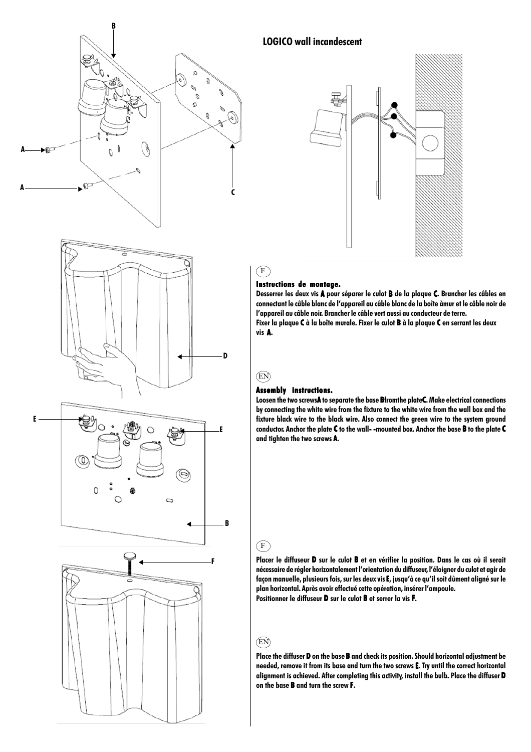## LOGICO wall incandescent

(F)

**Instructions de montage.**

**Desserrer les deux vis A pour séparer le culot B de la plaque C. Brancher les câbles en connectant le câble blanc de l'appareil au câble blanc de la boîte àmur et le câble noir de l'appareil au câble noir. Brancher le câble vert aussi au conducteur de terre.**
**Fixer la plaque C à la boîte murale. Fixer le culot B à la plaque C en serrant les deux vis A.**

(EN)

**Assembly instructions.**

**Loosen the two screwsA to separate the base Bfromthe plateC. Make electrical connections by connecting the white wire from the fixture to the white wire from the wall box and the fixture black wire to the black wire. Also connect the green wire to the system ground conductor. Anchor the plate C to the wall- -mounted box. Anchor the base B to the plate C and tighten the two screws A.**

(F)

**Placer le diffuseur D sur le culot B et en vérifier la position. Dans le cas où il serait nécessaire de régler horizontalement l'orientation du diffuseur, l'éloigner du culot et agir de façon manuelle, plusieurs fois, sur les deux vis E, jusqu'à ce qu'il soit dûment aligné sur le plan horizontal. Après avoir effectué cette opération, insérer l'ampoule.**
**Positionner le diffuseur D sur le culot B et serrer la vis F.**

(EN)

**Place the diffuser D on the base B and check its position. Should horizontal adjustment be needed, remove it from its base and turn the two screws E. Try until the correct horizontal alignment is achieved. After completing this activity, install the bulb. Place the diffuser D on the base B and turn the screw F.**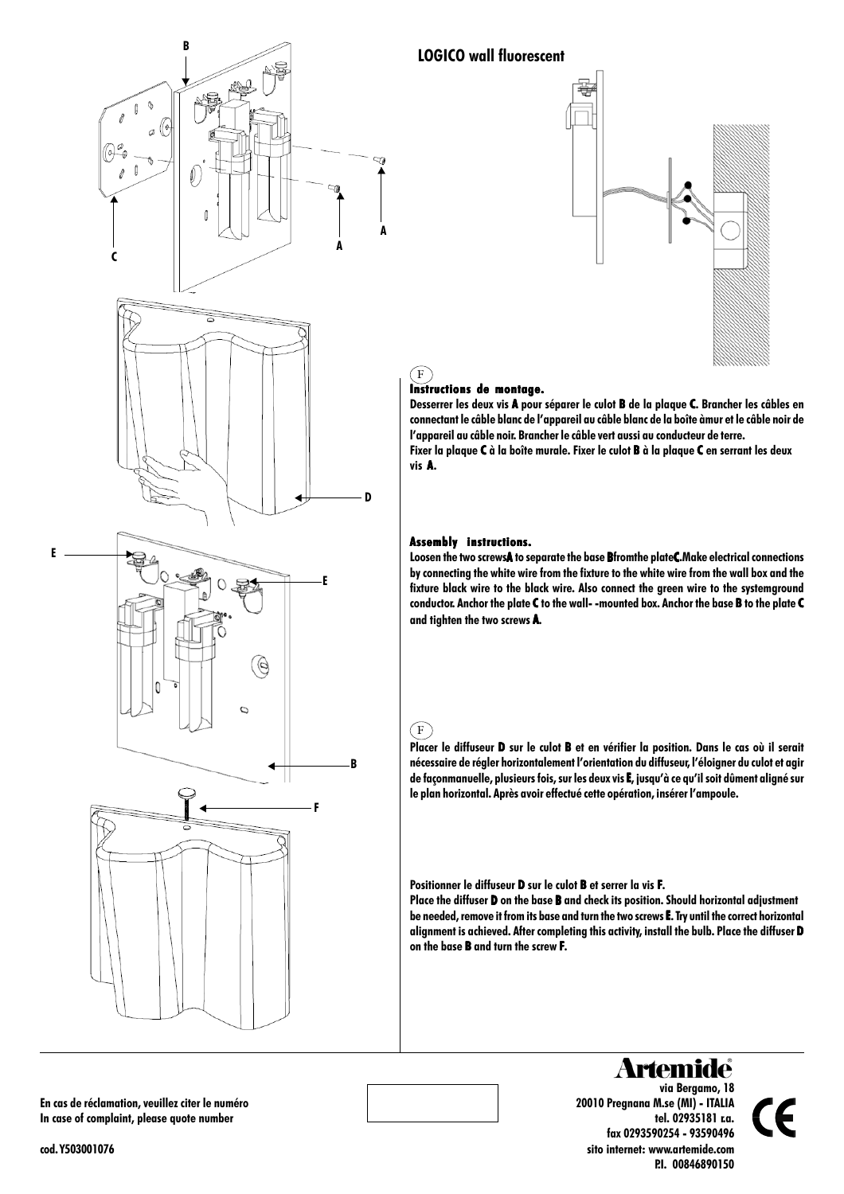## LOGICO wall fluorescent

F

**Instructions de montage.**

Desserrer les deux vis **A** pour séparer le culot **B** de la plaque **C**. Brancher les câbles en connectant le câble blanc de l'appareil au câble blanc de la boîte àmur et le câble noir de l'appareil au câble noir. Brancher le câble vert aussi au conducteur de terre.
Fixer la plaque **C** à la boîte murale. Fixer le culot **B** à la plaque **C** en serrant les deux vis **A**.

**Assembly instructions.**

Loosen the two screws**A** to separate the base **B**fromthe plate**C**.Make electrical connections by connecting the white wire from the fixture to the white wire from the wall box and the fixture black wire to the black wire. Also connect the green wire to the systemground conductor. Anchor the plate **C** to the wall- -mounted box. Anchor the base **B** to the plate **C** and tighten the two screws **A**.

F

Placer le diffuseur **D** sur le culot **B** et en vérifier la position. Dans le cas où il serait nécessaire de régler horizontalement l'orientation du diffuseur, l'éloigner du culot et agir de façonmanuelle, plusieurs fois, sur les deux vis **E**, jusqu'à ce qu'il soit dûment aligné sur le plan horizontal. Après avoir effectué cette opération, insérer l'ampoule.

Positionner le diffuseur **D** sur le culot **B** et serrer la vis **F**.
Place the diffuser **D** on the base **B** and check its position. Should horizontal adjustment be needed, remove it from its base and turn the two screws **E**. Try until the correct horizontal alignment is achieved. After completing this activity, install the bulb. Place the diffuser **D** on the base **B** and turn the screw **F**.

En cas de réclamation, veuillez citer le numéro
In case of complaint, please quote number

cod. Y503001076

**Artemide**
via Bergamo, 18
20010 Pregnana M.se (MI) - ITALIA
tel. 02935181 r.a.
fax 0293590254 - 93590496
sito internet: www.artemide.com
P.I. 00846890150